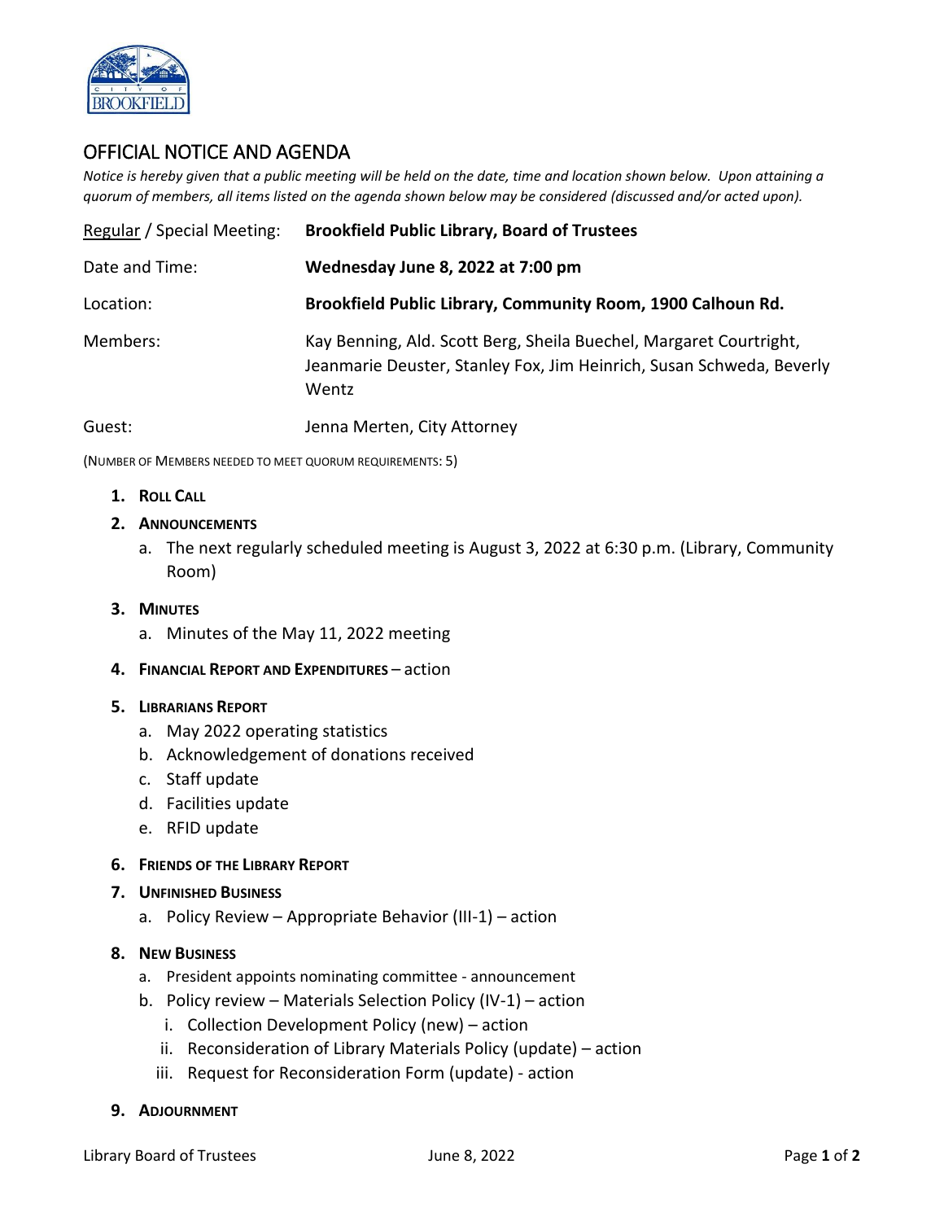# OFFICIAL NOTICE AND AGENDA

*Notice is hereby given that a public meeting will be held on the date, time and location shown below. Upon attaining a quorum of members, all items listed on the agenda shown below may be considered (discussed and/or acted upon).*

| | |
|---|---|
| Regular / Special Meeting: | **Brookfield Public Library, Board of Trustees** |
| Date and Time: | **Wednesday June 8, 2022 at 7:00 pm** |
| Location: | **Brookfield Public Library, Community Room, 1900 Calhoun Rd.** |
| Members: | Kay Benning, Ald. Scott Berg, Sheila Buechel, Margaret Courtright, Jeanmarie Deuster, Stanley Fox, Jim Heinrich, Susan Schweda, Beverly Wentz |
| Guest: | Jenna Merten, City Attorney |

(NUMBER OF MEMBERS NEEDED TO MEET QUORUM REQUIREMENTS: 5)

1. **ROLL CALL**
2. **ANNOUNCEMENTS**
   a. The next regularly scheduled meeting is August 3, 2022 at 6:30 p.m. (Library, Community Room)
3. **MINUTES**
   a. Minutes of the May 11, 2022 meeting
4. **FINANCIAL REPORT AND EXPENDITURES** – action
5. **LIBRARIANS REPORT**
   a. May 2022 operating statistics
   b. Acknowledgement of donations received
   c. Staff update
   d. Facilities update
   e. RFID update
6. **FRIENDS OF THE LIBRARY REPORT**
7. **UNFINISHED BUSINESS**
   a. Policy Review – Appropriate Behavior (III-1) – action
8. **NEW BUSINESS**
   a. President appoints nominating committee - announcement
   b. Policy review – Materials Selection Policy (IV-1) – action
      i. Collection Development Policy (new) – action
      ii. Reconsideration of Library Materials Policy (update) – action
      iii. Request for Reconsideration Form (update) - action
9. **ADJOURNMENT**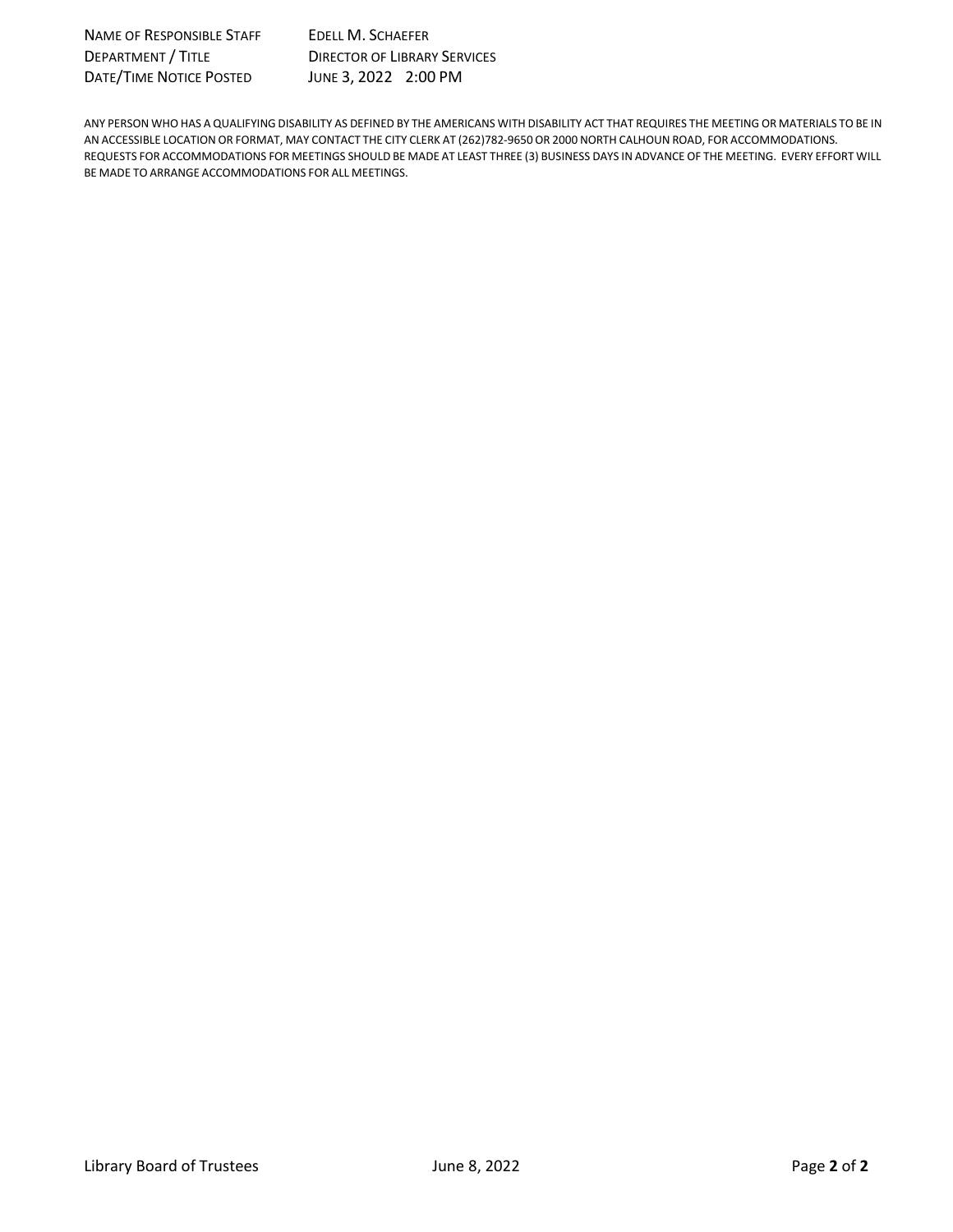| | |
|---|---|
| NAME OF RESPONSIBLE STAFF | EDELL M. SCHAEFER |
| DEPARTMENT / TITLE | DIRECTOR OF LIBRARY SERVICES |
| DATE/TIME NOTICE POSTED | JUNE 3, 2022 2:00 PM |

ANY PERSON WHO HAS A QUALIFYING DISABILITY AS DEFINED BY THE AMERICANS WITH DISABILITY ACT THAT REQUIRES THE MEETING OR MATERIALS TO BE IN AN ACCESSIBLE LOCATION OR FORMAT, MAY CONTACT THE CITY CLERK AT (262)782-9650 OR 2000 NORTH CALHOUN ROAD, FOR ACCOMMODATIONS. REQUESTS FOR ACCOMMODATIONS FOR MEETINGS SHOULD BE MADE AT LEAST THREE (3) BUSINESS DAYS IN ADVANCE OF THE MEETING. EVERY EFFORT WILL BE MADE TO ARRANGE ACCOMMODATIONS FOR ALL MEETINGS.